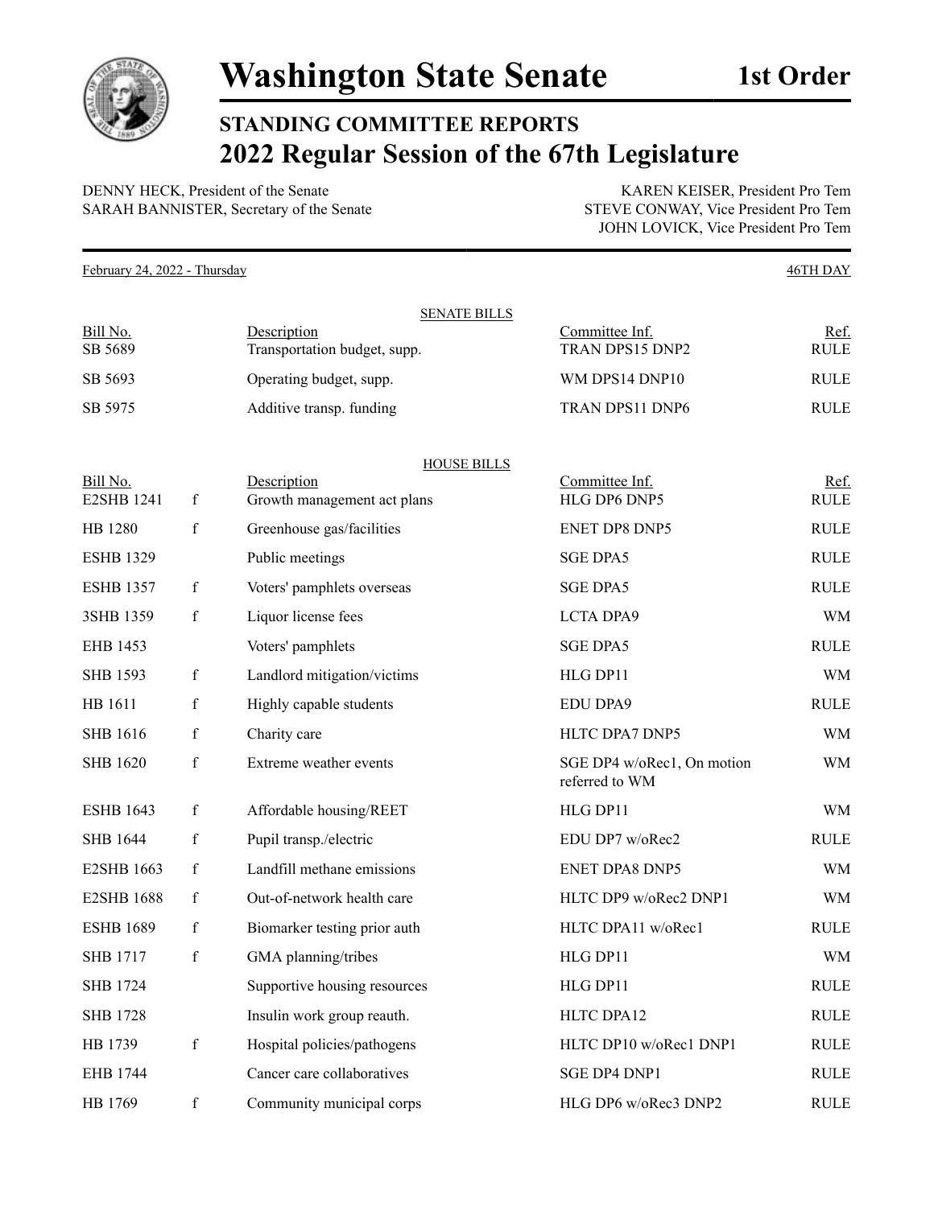# Washington State Senate

**1st Order**

## STANDING COMMITTEE REPORTS

## 2022 Regular Session of the 67th Legislature

DENNY HECK, President of the Senate
SARAH BANNISTER, Secretary of the Senate

KAREN KEISER, President Pro Tem
STEVE CONWAY, Vice President Pro Tem
JOHN LOVICK, Vice President Pro Tem

February 24, 2022 - Thursday — 46TH DAY

### SENATE BILLS

| Bill No. | | Description | Committee Inf. | Ref. |
|---|---|---|---|---|
| SB 5689 | | Transportation budget, supp. | TRAN DPS15 DNP2 | RULE |
| SB 5693 | | Operating budget, supp. | WM DPS14 DNP10 | RULE |
| SB 5975 | | Additive transp. funding | TRAN DPS11 DNP6 | RULE |

### HOUSE BILLS

| Bill No. | | Description | Committee Inf. | Ref. |
|---|---|---|---|---|
| E2SHB 1241 | f | Growth management act plans | HLG DP6 DNP5 | RULE |
| HB 1280 | f | Greenhouse gas/facilities | ENET DP8 DNP5 | RULE |
| ESHB 1329 | | Public meetings | SGE DPA5 | RULE |
| ESHB 1357 | f | Voters' pamphlets overseas | SGE DPA5 | RULE |
| 3SHB 1359 | f | Liquor license fees | LCTA DPA9 | WM |
| EHB 1453 | | Voters' pamphlets | SGE DPA5 | RULE |
| SHB 1593 | f | Landlord mitigation/victims | HLG DP11 | WM |
| HB 1611 | f | Highly capable students | EDU DPA9 | RULE |
| SHB 1616 | f | Charity care | HLTC DPA7 DNP5 | WM |
| SHB 1620 | f | Extreme weather events | SGE DP4 w/oRec1, On motion referred to WM | WM |
| ESHB 1643 | f | Affordable housing/REET | HLG DP11 | WM |
| SHB 1644 | f | Pupil transp./electric | EDU DP7 w/oRec2 | RULE |
| E2SHB 1663 | f | Landfill methane emissions | ENET DPA8 DNP5 | WM |
| E2SHB 1688 | f | Out-of-network health care | HLTC DP9 w/oRec2 DNP1 | WM |
| ESHB 1689 | f | Biomarker testing prior auth | HLTC DPA11 w/oRec1 | RULE |
| SHB 1717 | f | GMA planning/tribes | HLG DP11 | WM |
| SHB 1724 | | Supportive housing resources | HLG DP11 | RULE |
| SHB 1728 | | Insulin work group reauth. | HLTC DPA12 | RULE |
| HB 1739 | f | Hospital policies/pathogens | HLTC DP10 w/oRec1 DNP1 | RULE |
| EHB 1744 | | Cancer care collaboratives | SGE DP4 DNP1 | RULE |
| HB 1769 | f | Community municipal corps | HLG DP6 w/oRec3 DNP2 | RULE |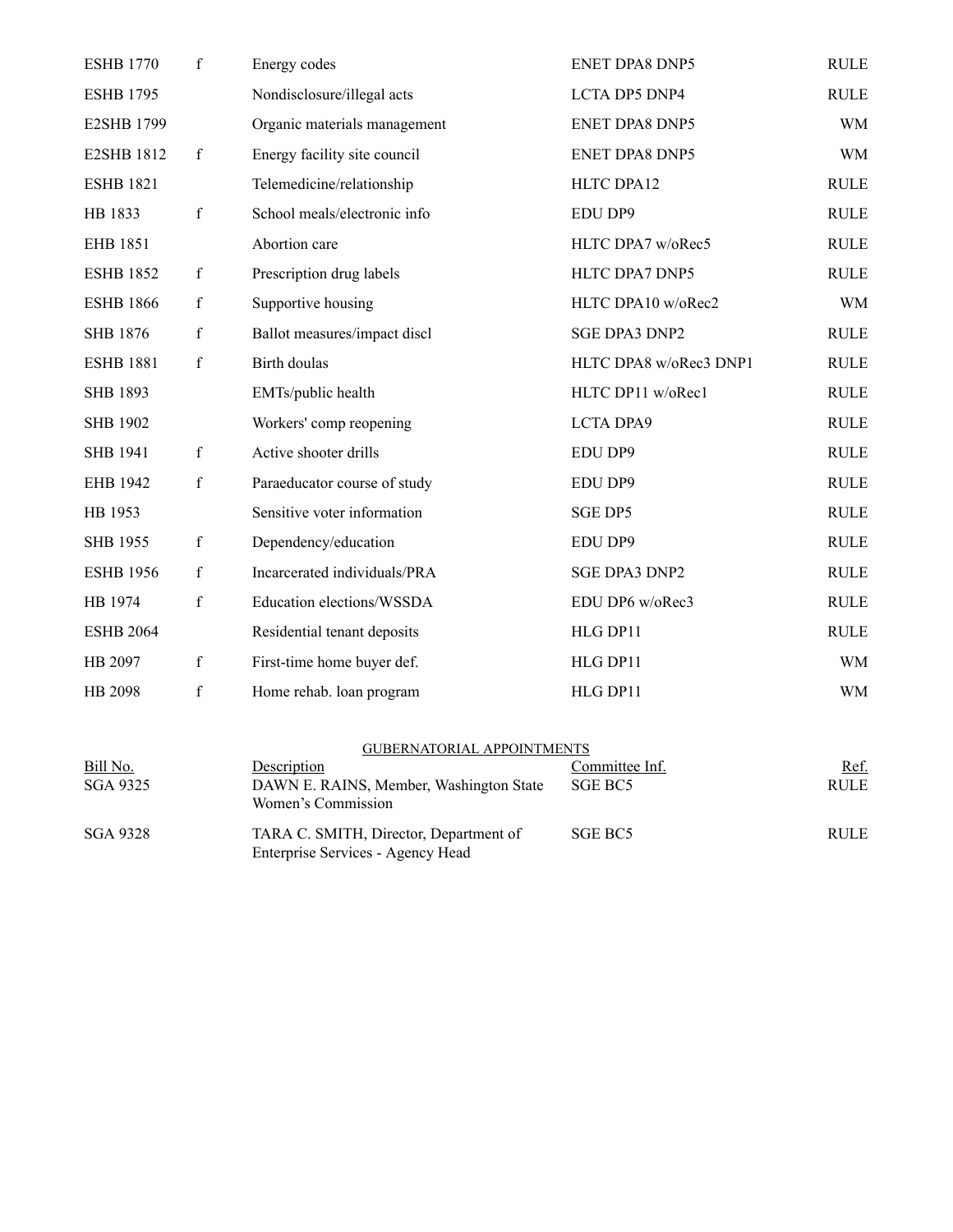| | | | | |
|---|---|---|---|---|
| ESHB 1770 | f | Energy codes | ENET DPA8 DNP5 | RULE |
| ESHB 1795 | | Nondisclosure/illegal acts | LCTA DP5 DNP4 | RULE |
| E2SHB 1799 | | Organic materials management | ENET DPA8 DNP5 | WM |
| E2SHB 1812 | f | Energy facility site council | ENET DPA8 DNP5 | WM |
| ESHB 1821 | | Telemedicine/relationship | HLTC DPA12 | RULE |
| HB 1833 | f | School meals/electronic info | EDU DP9 | RULE |
| EHB 1851 | | Abortion care | HLTC DPA7 w/oRec5 | RULE |
| ESHB 1852 | f | Prescription drug labels | HLTC DPA7 DNP5 | RULE |
| ESHB 1866 | f | Supportive housing | HLTC DPA10 w/oRec2 | WM |
| SHB 1876 | f | Ballot measures/impact discl | SGE DPA3 DNP2 | RULE |
| ESHB 1881 | f | Birth doulas | HLTC DPA8 w/oRec3 DNP1 | RULE |
| SHB 1893 | | EMTs/public health | HLTC DP11 w/oRec1 | RULE |
| SHB 1902 | | Workers' comp reopening | LCTA DPA9 | RULE |
| SHB 1941 | f | Active shooter drills | EDU DP9 | RULE |
| EHB 1942 | f | Paraeducator course of study | EDU DP9 | RULE |
| HB 1953 | | Sensitive voter information | SGE DP5 | RULE |
| SHB 1955 | f | Dependency/education | EDU DP9 | RULE |
| ESHB 1956 | f | Incarcerated individuals/PRA | SGE DPA3 DNP2 | RULE |
| HB 1974 | f | Education elections/WSSDA | EDU DP6 w/oRec3 | RULE |
| ESHB 2064 | | Residential tenant deposits | HLG DP11 | RULE |
| HB 2097 | f | First-time home buyer def. | HLG DP11 | WM |
| HB 2098 | f | Home rehab. loan program | HLG DP11 | WM |

GUBERNATORIAL APPOINTMENTS

| Bill No. | Description | Committee Inf. | Ref. |
|---|---|---|---|
| SGA 9325 | DAWN E. RAINS, Member, Washington State Women's Commission | SGE BC5 | RULE |
| SGA 9328 | TARA C. SMITH, Director, Department of Enterprise Services - Agency Head | SGE BC5 | RULE |